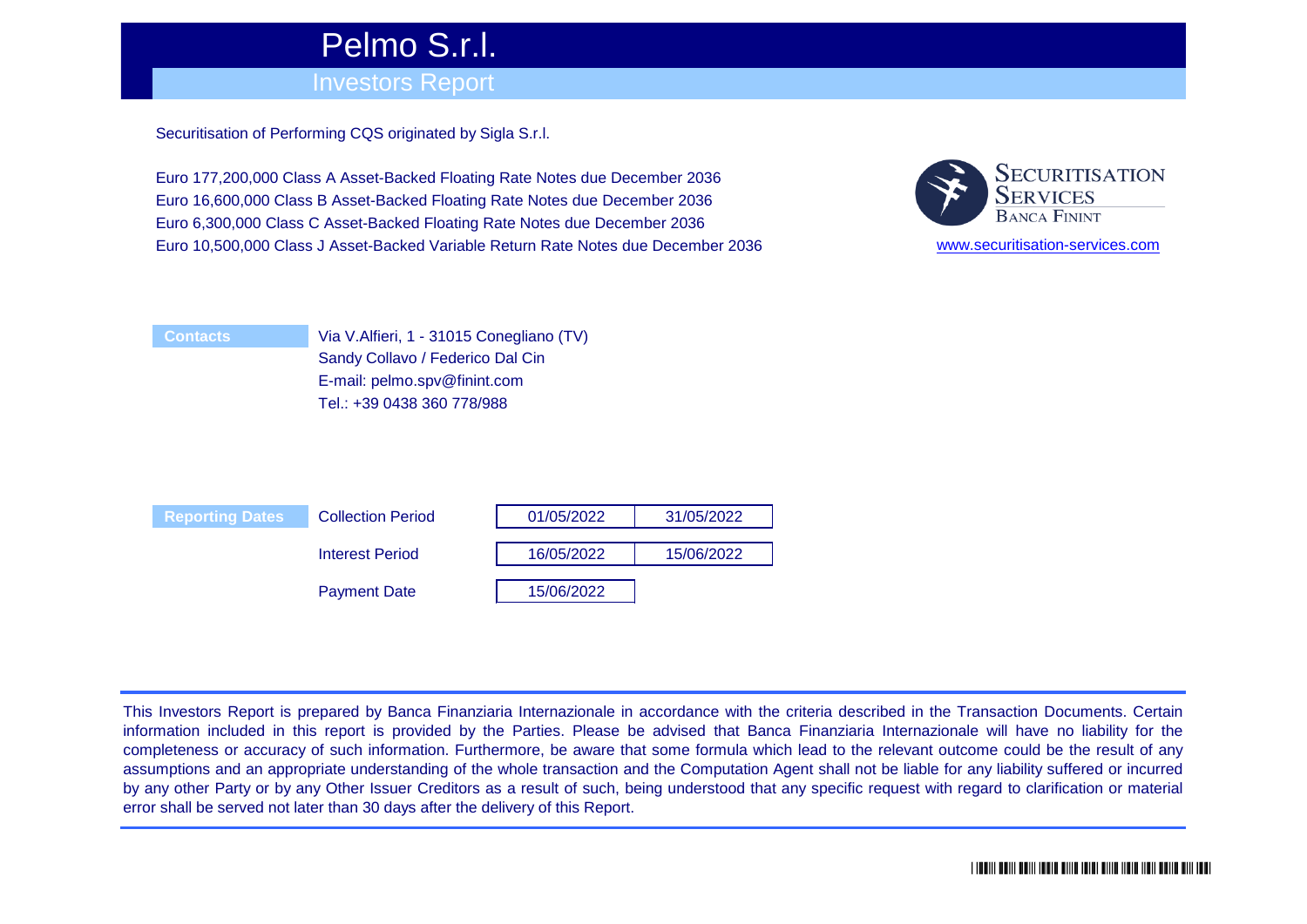# Pelmo S.r.l.

## Investors Report

Securitisation of Performing CQS originated by Sigla S.r.l.

Euro 177,200,000 Class A Asset-Backed Floating Rate Notes due December 2036
Euro 16,600,000 Class B Asset-Backed Floating Rate Notes due December 2036
Euro 6,300,000 Class C Asset-Backed Floating Rate Notes due December 2036
Euro 10,500,000 Class J Asset-Backed Variable Return Rate Notes due December 2036

SECURITISATION SERVICES
BANCA FININT

www.securitisation-services.com

**Contacts**

Via V.Alfieri, 1 - 31015 Conegliano (TV)
Sandy Collavo / Federico Dal Cin
E-mail: pelmo.spv@finint.com
Tel.: +39 0438 360 778/988

**Reporting Dates**

| | | |
|---|---|---|
| Collection Period | 01/05/2022 | 31/05/2022 |
| Interest Period | 16/05/2022 | 15/06/2022 |
| Payment Date | 15/06/2022 | |

This Investors Report is prepared by Banca Finanziaria Internazionale in accordance with the criteria described in the Transaction Documents. Certain information included in this report is provided by the Parties. Please be advised that Banca Finanziaria Internazionale will have no liability for the completeness or accuracy of such information. Furthermore, be aware that some formula which lead to the relevant outcome could be the result of any assumptions and an appropriate understanding of the whole transaction and the Computation Agent shall not be liable for any liability suffered or incurred by any other Party or by any Other Issuer Creditors as a result of such, being understood that any specific request with regard to clarification or material error shall be served not later than 30 days after the delivery of this Report.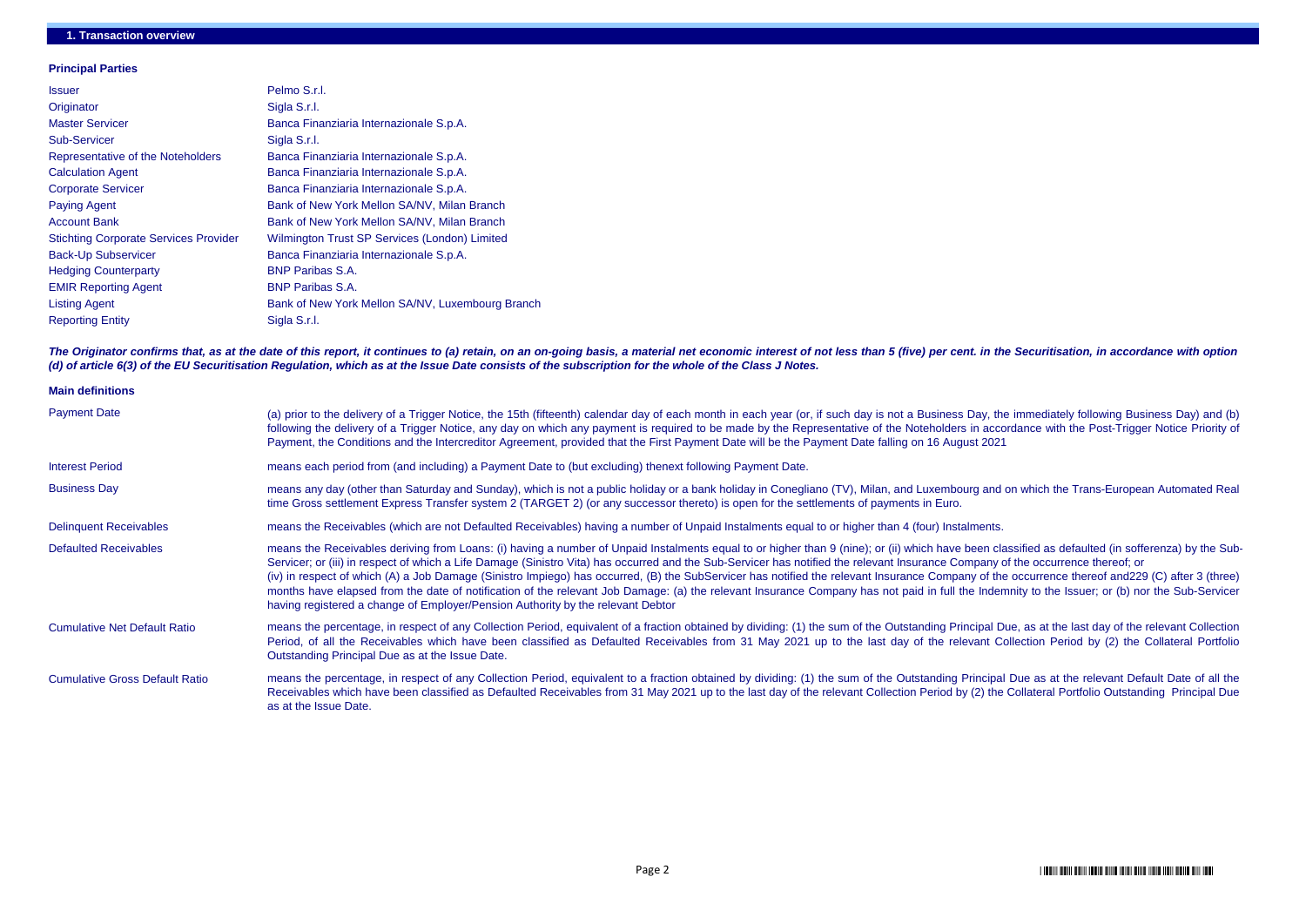## 1. Transaction overview

### Principal Parties

| | |
|---|---|
| Issuer | Pelmo S.r.l. |
| Originator | Sigla S.r.l. |
| Master Servicer | Banca Finanziaria Internazionale S.p.A. |
| Sub-Servicer | Sigla S.r.l. |
| Representative of the Noteholders | Banca Finanziaria Internazionale S.p.A. |
| Calculation Agent | Banca Finanziaria Internazionale S.p.A. |
| Corporate Servicer | Banca Finanziaria Internazionale S.p.A. |
| Paying Agent | Bank of New York Mellon SA/NV, Milan Branch |
| Account Bank | Bank of New York Mellon SA/NV, Milan Branch |
| Stichting Corporate Services Provider | Wilmington Trust SP Services (London) Limited |
| Back-Up Subservicer | Banca Finanziaria Internazionale S.p.A. |
| Hedging Counterparty | BNP Paribas S.A. |
| EMIR Reporting Agent | BNP Paribas S.A. |
| Listing Agent | Bank of New York Mellon SA/NV, Luxembourg Branch |
| Reporting Entity | Sigla S.r.l. |

***The Originator confirms that, as at the date of this report, it continues to (a) retain, on an on-going basis, a material net economic interest of not less than 5 (five) per cent. in the Securitisation, in accordance with option (d) of article 6(3) of the EU Securitisation Regulation, which as at the Issue Date consists of the subscription for the whole of the Class J Notes.***

### Main definitions

| | |
|---|---|
| Payment Date | (a) prior to the delivery of a Trigger Notice, the 15th (fifteenth) calendar day of each month in each year (or, if such day is not a Business Day, the immediately following Business Day) and (b) following the delivery of a Trigger Notice, any day on which any payment is required to be made by the Representative of the Noteholders in accordance with the Post-Trigger Notice Priority of Payment, the Conditions and the Intercreditor Agreement, provided that the First Payment Date will be the Payment Date falling on 16 August 2021 |
| Interest Period | means each period from (and including) a Payment Date to (but excluding) thenext following Payment Date. |
| Business Day | means any day (other than Saturday and Sunday), which is not a public holiday or a bank holiday in Conegliano (TV), Milan, and Luxembourg and on which the Trans-European Automated Real time Gross settlement Express Transfer system 2 (TARGET 2) (or any successor thereto) is open for the settlements of payments in Euro. |
| Delinquent Receivables | means the Receivables (which are not Defaulted Receivables) having a number of Unpaid Instalments equal to or higher than 4 (four) Instalments. |
| Defaulted Receivables | means the Receivables deriving from Loans: (i) having a number of Unpaid Instalments equal to or higher than 9 (nine); or (ii) which have been classified as defaulted (in sofferenza) by the Sub-Servicer; or (iii) in respect of which a Life Damage (Sinistro Vita) has occurred and the Sub-Servicer has notified the relevant Insurance Company of the occurrence thereof; or (iv) in respect of which (A) a Job Damage (Sinistro Impiego) has occurred, (B) the SubServicer has notified the relevant Insurance Company of the occurrence thereof and229 (C) after 3 (three) months have elapsed from the date of notification of the relevant Job Damage: (a) the relevant Insurance Company has not paid in full the Indemnity to the Issuer; or (b) nor the Sub-Servicer having registered a change of Employer/Pension Authority by the relevant Debtor |
| Cumulative Net Default Ratio | means the percentage, in respect of any Collection Period, equivalent of a fraction obtained by dividing: (1) the sum of the Outstanding Principal Due, as at the last day of the relevant Collection Period, of all the Receivables which have been classified as Defaulted Receivables from 31 May 2021 up to the last day of the relevant Collection Period by (2) the Collateral Portfolio Outstanding Principal Due as at the Issue Date. |
| Cumulative Gross Default Ratio | means the percentage, in respect of any Collection Period, equivalent to a fraction obtained by dividing: (1) the sum of the Outstanding Principal Due as at the relevant Default Date of all the Receivables which have been classified as Defaulted Receivables from 31 May 2021 up to the last day of the relevant Collection Period by (2) the Collateral Portfolio Outstanding Principal Due as at the Issue Date. |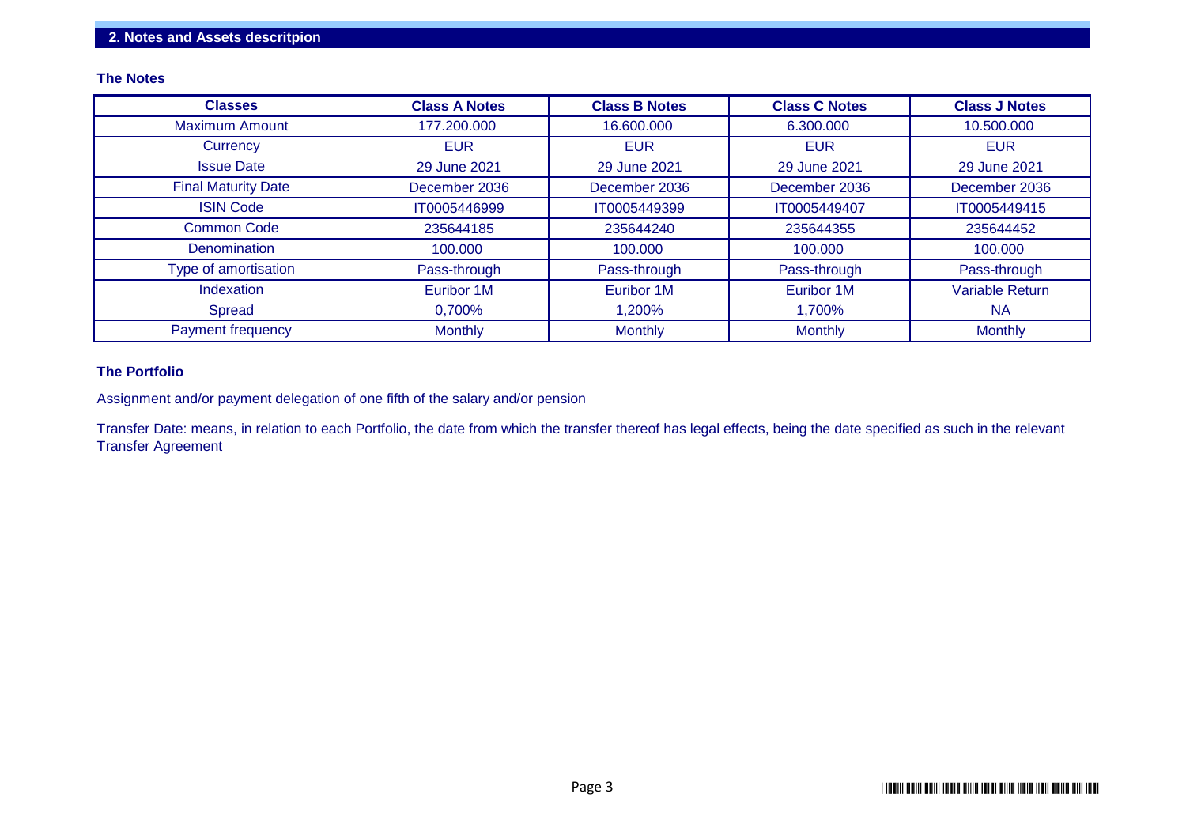## 2. Notes and Assets descritpion

### The Notes

| Classes | Class A Notes | Class B Notes | Class C Notes | Class J Notes |
|---|---|---|---|---|
| Maximum Amount | 177.200.000 | 16.600.000 | 6.300.000 | 10.500.000 |
| Currency | EUR | EUR | EUR | EUR |
| Issue Date | 29 June 2021 | 29 June 2021 | 29 June 2021 | 29 June 2021 |
| Final Maturity Date | December 2036 | December 2036 | December 2036 | December 2036 |
| ISIN Code | IT0005446999 | IT0005449399 | IT0005449407 | IT0005449415 |
| Common Code | 235644185 | 235644240 | 235644355 | 235644452 |
| Denomination | 100.000 | 100.000 | 100.000 | 100.000 |
| Type of amortisation | Pass-through | Pass-through | Pass-through | Pass-through |
| Indexation | Euribor 1M | Euribor 1M | Euribor 1M | Variable Return |
| Spread | 0,700% | 1,200% | 1,700% | NA |
| Payment frequency | Monthly | Monthly | Monthly | Monthly |

### The Portfolio

Assignment and/or payment delegation of one fifth of the salary and/or pension

Transfer Date: means, in relation to each Portfolio, the date from which the transfer thereof has legal effects, being the date specified as such in the relevant Transfer Agreement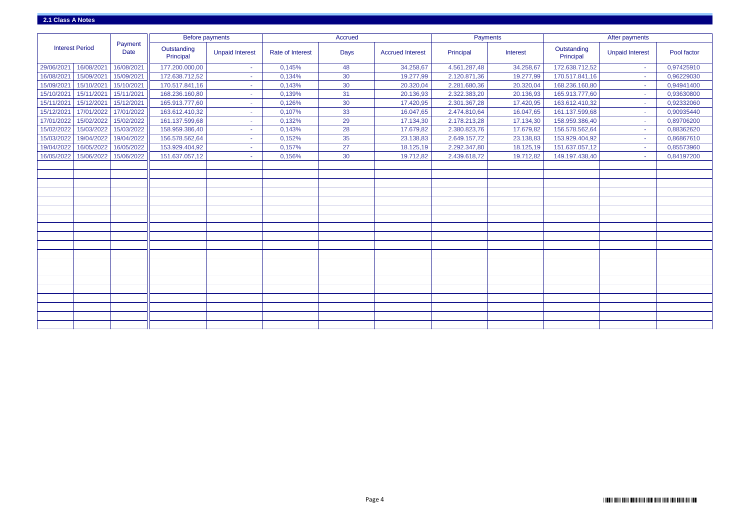## 2.1 Class A Notes

| Interest Period | | Payment Date | Before payments | | Accrued | | | Payments | | After payments | | |
|---|---|---|---|---|---|---|---|---|---|---|---|---|
| | | | Outstanding Principal | Unpaid Interest | Rate of Interest | Days | Accrued Interest | Principal | Interest | Outstanding Principal | Unpaid Interest | Pool factor |
| 29/06/2021 | 16/08/2021 | 16/08/2021 | 177.200.000,00 | - | 0,145% | 48 | 34.258,67 | 4.561.287,48 | 34.258,67 | 172.638.712,52 | - | 0,97425910 |
| 16/08/2021 | 15/09/2021 | 15/09/2021 | 172.638.712,52 | - | 0,134% | 30 | 19.277,99 | 2.120.871,36 | 19.277,99 | 170.517.841,16 | - | 0,96229030 |
| 15/09/2021 | 15/10/2021 | 15/10/2021 | 170.517.841,16 | - | 0,143% | 30 | 20.320,04 | 2.281.680,36 | 20.320,04 | 168.236.160,80 | - | 0,94941400 |
| 15/10/2021 | 15/11/2021 | 15/11/2021 | 168.236.160,80 | - | 0,139% | 31 | 20.136,93 | 2.322.383,20 | 20.136,93 | 165.913.777,60 | - | 0,93630800 |
| 15/11/2021 | 15/12/2021 | 15/12/2021 | 165.913.777,60 | - | 0,126% | 30 | 17.420,95 | 2.301.367,28 | 17.420,95 | 163.612.410,32 | - | 0,92332060 |
| 15/12/2021 | 17/01/2022 | 17/01/2022 | 163.612.410,32 | - | 0,107% | 33 | 16.047,65 | 2.474.810,64 | 16.047,65 | 161.137.599,68 | - | 0,90935440 |
| 17/01/2022 | 15/02/2022 | 15/02/2022 | 161.137.599,68 | - | 0,132% | 29 | 17.134,30 | 2.178.213,28 | 17.134,30 | 158.959.386,40 | - | 0,89706200 |
| 15/02/2022 | 15/03/2022 | 15/03/2022 | 158.959.386,40 | - | 0,143% | 28 | 17.679,82 | 2.380.823,76 | 17.679,82 | 156.578.562,64 | - | 0,88362620 |
| 15/03/2022 | 19/04/2022 | 19/04/2022 | 156.578.562,64 | - | 0,152% | 35 | 23.138,83 | 2.649.157,72 | 23.138,83 | 153.929.404,92 | - | 0,86867610 |
| 19/04/2022 | 16/05/2022 | 16/05/2022 | 153.929.404,92 | - | 0,157% | 27 | 18.125,19 | 2.292.347,80 | 18.125,19 | 151.637.057,12 | - | 0,85573960 |
| 16/05/2022 | 15/06/2022 | 15/06/2022 | 151.637.057,12 | - | 0,156% | 30 | 19.712,82 | 2.439.618,72 | 19.712,82 | 149.197.438,40 | - | 0,84197200 |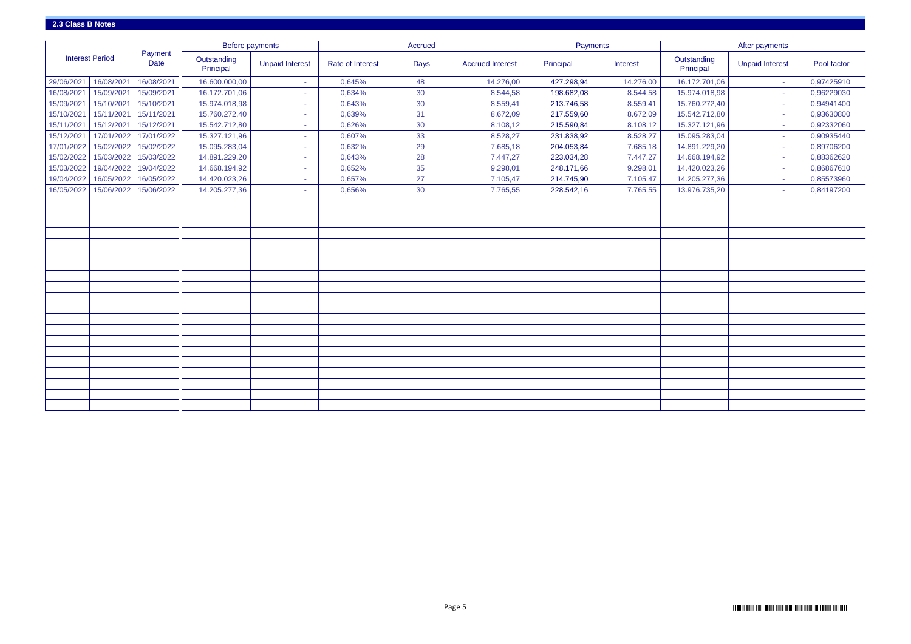## 2.3 Class B Notes

| Interest Period | | Payment Date | Before payments | | Accrued | | | Payments | | After payments | | |
|---|---|---|---|---|---|---|---|---|---|---|---|---|
| | | | Outstanding Principal | Unpaid Interest | Rate of Interest | Days | Accrued Interest | Principal | Interest | Outstanding Principal | Unpaid Interest | Pool factor |
| 29/06/2021 | 16/08/2021 | 16/08/2021 | 16.600.000,00 | - | 0,645% | 48 | 14.276,00 | 427.298,94 | 14.276,00 | 16.172.701,06 | - | 0,97425910 |
| 16/08/2021 | 15/09/2021 | 15/09/2021 | 16.172.701,06 | - | 0,634% | 30 | 8.544,58 | 198.682,08 | 8.544,58 | 15.974.018,98 | - | 0,96229030 |
| 15/09/2021 | 15/10/2021 | 15/10/2021 | 15.974.018,98 | - | 0,643% | 30 | 8.559,41 | 213.746,58 | 8.559,41 | 15.760.272,40 | - | 0,94941400 |
| 15/10/2021 | 15/11/2021 | 15/11/2021 | 15.760.272,40 | - | 0,639% | 31 | 8.672,09 | 217.559,60 | 8.672,09 | 15.542.712,80 | - | 0,93630800 |
| 15/11/2021 | 15/12/2021 | 15/12/2021 | 15.542.712,80 | - | 0,626% | 30 | 8.108,12 | 215.590,84 | 8.108,12 | 15.327.121,96 | - | 0,92332060 |
| 15/12/2021 | 17/01/2022 | 17/01/2022 | 15.327.121,96 | - | 0,607% | 33 | 8.528,27 | 231.838,92 | 8.528,27 | 15.095.283,04 | - | 0,90935440 |
| 17/01/2022 | 15/02/2022 | 15/02/2022 | 15.095.283,04 | - | 0,632% | 29 | 7.685,18 | 204.053,84 | 7.685,18 | 14.891.229,20 | - | 0,89706200 |
| 15/02/2022 | 15/03/2022 | 15/03/2022 | 14.891.229,20 | - | 0,643% | 28 | 7.447,27 | 223.034,28 | 7.447,27 | 14.668.194,92 | - | 0,88362620 |
| 15/03/2022 | 19/04/2022 | 19/04/2022 | 14.668.194,92 | - | 0,652% | 35 | 9.298,01 | 248.171,66 | 9.298,01 | 14.420.023,26 | - | 0,86867610 |
| 19/04/2022 | 16/05/2022 | 16/05/2022 | 14.420.023,26 | - | 0,657% | 27 | 7.105,47 | 214.745,90 | 7.105,47 | 14.205.277,36 | - | 0,85573960 |
| 16/05/2022 | 15/06/2022 | 15/06/2022 | 14.205.277,36 | - | 0,656% | 30 | 7.765,55 | 228.542,16 | 7.765,55 | 13.976.735,20 | - | 0,84197200 |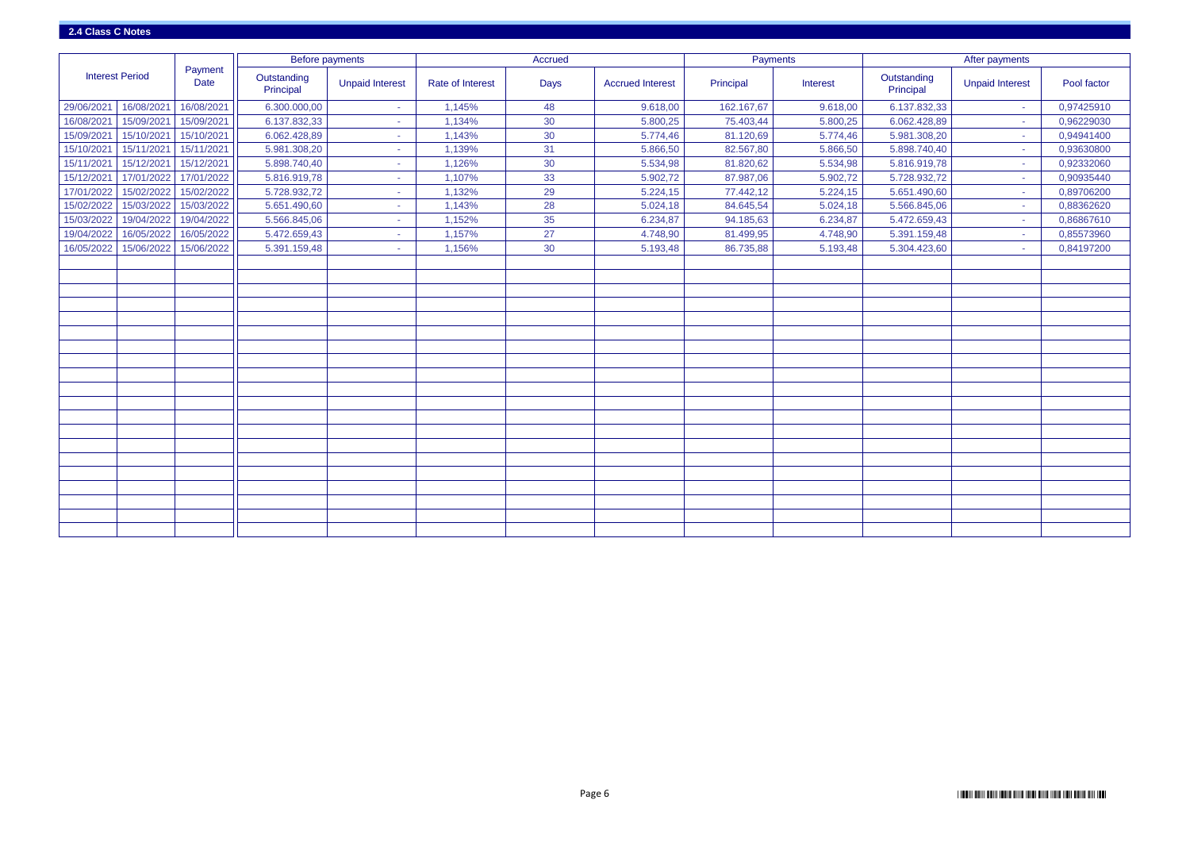## 2.4 Class C Notes

| Interest Period | | Payment Date | Before payments | | Accrued | | | Payments | | After payments | | |
|---|---|---|---|---|---|---|---|---|---|---|---|---|
| | | | Outstanding Principal | Unpaid Interest | Rate of Interest | Days | Accrued Interest | Principal | Interest | Outstanding Principal | Unpaid Interest | Pool factor |
| 29/06/2021 | 16/08/2021 | 16/08/2021 | 6.300.000,00 | - | 1,145% | 48 | 9.618,00 | 162.167,67 | 9.618,00 | 6.137.832,33 | - | 0,97425910 |
| 16/08/2021 | 15/09/2021 | 15/09/2021 | 6.137.832,33 | - | 1,134% | 30 | 5.800,25 | 75.403,44 | 5.800,25 | 6.062.428,89 | - | 0,96229030 |
| 15/09/2021 | 15/10/2021 | 15/10/2021 | 6.062.428,89 | - | 1,143% | 30 | 5.774,46 | 81.120,69 | 5.774,46 | 5.981.308,20 | - | 0,94941400 |
| 15/10/2021 | 15/11/2021 | 15/11/2021 | 5.981.308,20 | - | 1,139% | 31 | 5.866,50 | 82.567,80 | 5.866,50 | 5.898.740,40 | - | 0,93630800 |
| 15/11/2021 | 15/12/2021 | 15/12/2021 | 5.898.740,40 | - | 1,126% | 30 | 5.534,98 | 81.820,62 | 5.534,98 | 5.816.919,78 | - | 0,92332060 |
| 15/12/2021 | 17/01/2022 | 17/01/2022 | 5.816.919,78 | - | 1,107% | 33 | 5.902,72 | 87.987,06 | 5.902,72 | 5.728.932,72 | - | 0,90935440 |
| 17/01/2022 | 15/02/2022 | 15/02/2022 | 5.728.932,72 | - | 1,132% | 29 | 5.224,15 | 77.442,12 | 5.224,15 | 5.651.490,60 | - | 0,89706200 |
| 15/02/2022 | 15/03/2022 | 15/03/2022 | 5.651.490,60 | - | 1,143% | 28 | 5.024,18 | 84.645,54 | 5.024,18 | 5.566.845,06 | - | 0,88362620 |
| 15/03/2022 | 19/04/2022 | 19/04/2022 | 5.566.845,06 | - | 1,152% | 35 | 6.234,87 | 94.185,63 | 6.234,87 | 5.472.659,43 | - | 0,86867610 |
| 19/04/2022 | 16/05/2022 | 16/05/2022 | 5.472.659,43 | - | 1,157% | 27 | 4.748,90 | 81.499,95 | 4.748,90 | 5.391.159,48 | - | 0,85573960 |
| 16/05/2022 | 15/06/2022 | 15/06/2022 | 5.391.159,48 | - | 1,156% | 30 | 5.193,48 | 86.735,88 | 5.193,48 | 5.304.423,60 | - | 0,84197200 |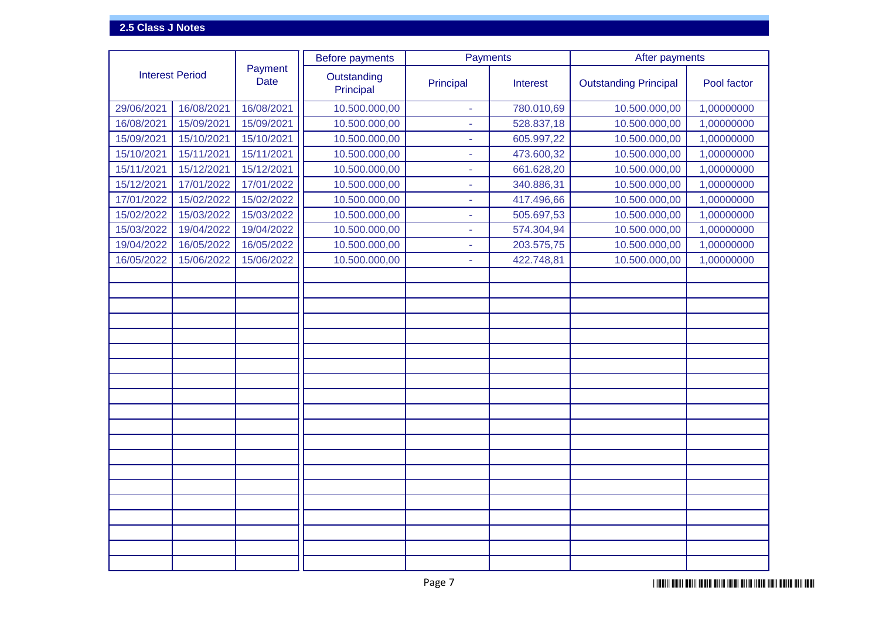## 2.5 Class J Notes

| Interest Period | | Payment Date | Before payments | Payments | | After payments | |
|---|---|---|---|---|---|---|---|
| | | | Outstanding Principal | Principal | Interest | Outstanding Principal | Pool factor |
| 29/06/2021 | 16/08/2021 | 16/08/2021 | 10.500.000,00 | - | 780.010,69 | 10.500.000,00 | 1,00000000 |
| 16/08/2021 | 15/09/2021 | 15/09/2021 | 10.500.000,00 | - | 528.837,18 | 10.500.000,00 | 1,00000000 |
| 15/09/2021 | 15/10/2021 | 15/10/2021 | 10.500.000,00 | - | 605.997,22 | 10.500.000,00 | 1,00000000 |
| 15/10/2021 | 15/11/2021 | 15/11/2021 | 10.500.000,00 | - | 473.600,32 | 10.500.000,00 | 1,00000000 |
| 15/11/2021 | 15/12/2021 | 15/12/2021 | 10.500.000,00 | - | 661.628,20 | 10.500.000,00 | 1,00000000 |
| 15/12/2021 | 17/01/2022 | 17/01/2022 | 10.500.000,00 | - | 340.886,31 | 10.500.000,00 | 1,00000000 |
| 17/01/2022 | 15/02/2022 | 15/02/2022 | 10.500.000,00 | - | 417.496,66 | 10.500.000,00 | 1,00000000 |
| 15/02/2022 | 15/03/2022 | 15/03/2022 | 10.500.000,00 | - | 505.697,53 | 10.500.000,00 | 1,00000000 |
| 15/03/2022 | 19/04/2022 | 19/04/2022 | 10.500.000,00 | - | 574.304,94 | 10.500.000,00 | 1,00000000 |
| 19/04/2022 | 16/05/2022 | 16/05/2022 | 10.500.000,00 | - | 203.575,75 | 10.500.000,00 | 1,00000000 |
| 16/05/2022 | 15/06/2022 | 15/06/2022 | 10.500.000,00 | - | 422.748,81 | 10.500.000,00 | 1,00000000 |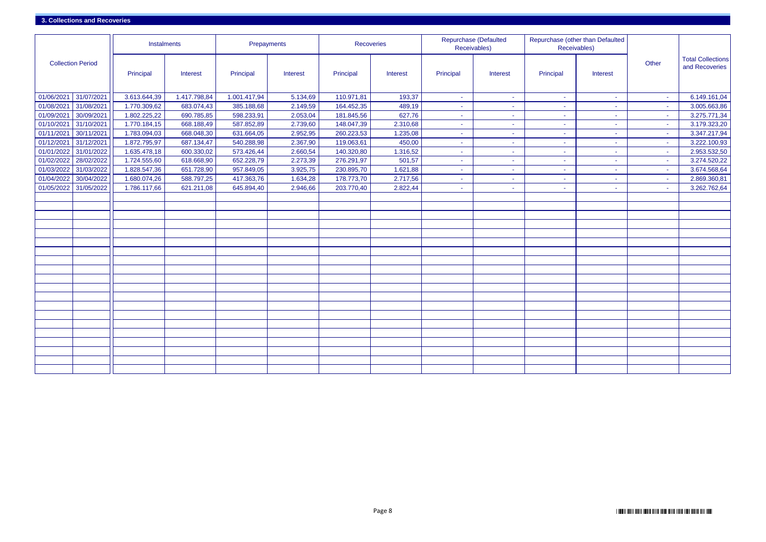## 3. Collections and Recoveries

| Collection Period | | Instalments | | Prepayments | | Recoveries | | Repurchase (Defaulted Receivables) | | Repurchase (other than Defaulted Receivables) | | Other | Total Collections and Recoveries |
|---|---|---|---|---|---|---|---|---|---|---|---|---|---|
| | | Principal | Interest | Principal | Interest | Principal | Interest | Principal | Interest | Principal | Interest | | |
| 01/06/2021 | 31/07/2021 | 3.613.644,39 | 1.417.798,84 | 1.001.417,94 | 5.134,69 | 110.971,81 | 193,37 | - | - | - | - | - | 6.149.161,04 |
| 01/08/2021 | 31/08/2021 | 1.770.309,62 | 683.074,43 | 385.188,68 | 2.149,59 | 164.452,35 | 489,19 | - | - | - | - | - | 3.005.663,86 |
| 01/09/2021 | 30/09/2021 | 1.802.225,22 | 690.785,85 | 598.233,91 | 2.053,04 | 181.845,56 | 627,76 | - | - | - | - | - | 3.275.771,34 |
| 01/10/2021 | 31/10/2021 | 1.770.184,15 | 668.188,49 | 587.852,89 | 2.739,60 | 148.047,39 | 2.310,68 | - | - | - | - | - | 3.179.323,20 |
| 01/11/2021 | 30/11/2021 | 1.783.094,03 | 668.048,30 | 631.664,05 | 2.952,95 | 260.223,53 | 1.235,08 | - | - | - | - | - | 3.347.217,94 |
| 01/12/2021 | 31/12/2021 | 1.872.795,97 | 687.134,47 | 540.288,98 | 2.367,90 | 119.063,61 | 450,00 | - | - | - | - | - | 3.222.100,93 |
| 01/01/2022 | 31/01/2022 | 1.635.478,18 | 600.330,02 | 573.426,44 | 2.660,54 | 140.320,80 | 1.316,52 | - | - | - | - | - | 2.953.532,50 |
| 01/02/2022 | 28/02/2022 | 1.724.555,60 | 618.668,90 | 652.228,79 | 2.273,39 | 276.291,97 | 501,57 | - | - | - | - | - | 3.274.520,22 |
| 01/03/2022 | 31/03/2022 | 1.828.547,36 | 651.728,90 | 957.849,05 | 3.925,75 | 230.895,70 | 1.621,88 | - | - | - | - | - | 3.674.568,64 |
| 01/04/2022 | 30/04/2022 | 1.680.074,26 | 588.797,25 | 417.363,76 | 1.634,28 | 178.773,70 | 2.717,56 | - | - | - | - | - | 2.869.360,81 |
| 01/05/2022 | 31/05/2022 | 1.786.117,66 | 621.211,08 | 645.894,40 | 2.946,66 | 203.770,40 | 2.822,44 | - | - | - | - | - | 3.262.762,64 |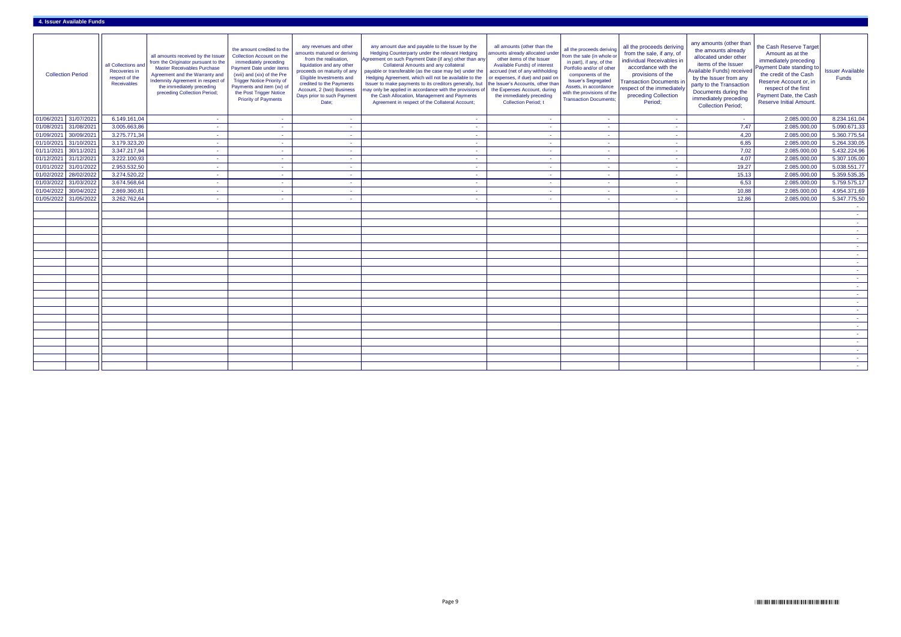## 4. Issuer Available Funds

| Collection Period | | all Collections and Recoveries in respect of the Receivables | all amounts received by the Issuer from the Originator pursuant to the Master Receivables Purchase Agreement and the Warranty and Indemnity Agreement in respect of the immediately preceding preceding Collection Period; | the amount credited to the Collection Account on the immediately preceding Payment Date under items (xvii) and (xix) of the Pre Trigger Notice Priority of Payments and item (xv) of the Post Trigger Notice Priority of Payments | any revenues and other amounts matured or deriving from the realisation, liquidation and any other proceeds on maturity of any Eligible Investments and credited to the Payments Account, 2 (two) Business Days prior to such Payment Date; | any amount due and payable to the Issuer by the Hedging Counterparty under the relevant Hedging Agreement on such Payment Date (if any) other than any Collateral Amounts and any collateral payable or transferable (as the case may be) under the Hedging Agreement, which will not be available to the Issuer to make payments to its creditors generally, but may only be applied in accordance with the provisions of the Cash Allocation, Management and Payments Agreement in respect of the Collateral Account; | all amounts (other than the amounts already allocated under other items of the Issuer Available Funds) of interest accrued (net of any withholding or expenses, if due) and paid on the Issuer's Accounts, other than the Expenses Account, during the immediately preceding Collection Period; t | all the proceeds deriving from the sale (in whole or in part), if any, of the Portfolio and/or of other components of the Issuer's Segregated Assets, in accordance with the provisions of the Transaction Documents; | all the proceeds deriving from the sale, if any, of individual Receivables in accordance with the provisions of the Transaction Documents in respect of the immediately preceding Collection Period; | any amounts (other than the amounts already allocated under other items of the Issuer Available Funds) received by the Issuer from any party to the Transaction Documents during the immediately preceding Collection Period; | the Cash Reserve Target Amount as at the immediately preceding Payment Date standing to the credit of the Cash Reserve Account or, in respect of the first Payment Date, the Cash Reserve Initial Amount. | Issuer Available Funds |
|---|---|---|---|---|---|---|---|---|---|---|---|---|
| 01/06/2021 | 31/07/2021 | 6.149.161,04 | - | - | - | - | - | - | - | - | 2.085.000,00 | 8.234.161,04 |
| 01/08/2021 | 31/08/2021 | 3.005.663,86 | - | - | - | - | - | - | - | 7,47 | 2.085.000,00 | 5.090.671,33 |
| 01/09/2021 | 30/09/2021 | 3.275.771,34 | - | - | - | - | - | - | - | 4,20 | 2.085.000,00 | 5.360.775,54 |
| 01/10/2021 | 31/10/2021 | 3.179.323,20 | - | - | - | - | - | - | - | 6,85 | 2.085.000,00 | 5.264.330,05 |
| 01/11/2021 | 30/11/2021 | 3.347.217,94 | - | - | - | - | - | - | - | 7,02 | 2.085.000,00 | 5.432.224,96 |
| 01/12/2021 | 31/12/2021 | 3.222.100,93 | - | - | - | - | - | - | - | 4,07 | 2.085.000,00 | 5.307.105,00 |
| 01/01/2022 | 31/01/2022 | 2.953.532,50 | - | - | - | - | - | - | - | 19,27 | 2.085.000,00 | 5.038.551,77 |
| 01/02/2022 | 28/02/2022 | 3.274.520,22 | - | - | - | - | - | - | - | 15,13 | 2.085.000,00 | 5.359.535,35 |
| 01/03/2022 | 31/03/2022 | 3.674.568,64 | - | - | - | - | - | - | - | 6,53 | 2.085.000,00 | 5.759.575,17 |
| 01/04/2022 | 30/04/2022 | 2.869.360,81 | - | - | - | - | - | - | - | 10,88 | 2.085.000,00 | 4.954.371,69 |
| 01/05/2022 | 31/05/2022 | 3.262.762,64 | - | - | - | - | - | - | - | 12,86 | 2.085.000,00 | 5.347.775,50 |
| | | | | | | | | | | | | - |
| | | | | | | | | | | | | - |
| | | | | | | | | | | | | - |
| | | | | | | | | | | | | - |
| | | | | | | | | | | | | - |
| | | | | | | | | | | | | - |
| | | | | | | | | | | | | - |
| | | | | | | | | | | | | - |
| | | | | | | | | | | | | - |
| | | | | | | | | | | | | - |
| | | | | | | | | | | | | - |
| | | | | | | | | | | | | - |
| | | | | | | | | | | | | - |
| | | | | | | | | | | | | - |
| | | | | | | | | | | | | - |
| | | | | | | | | | | | | - |
| | | | | | | | | | | | | - |
| | | | | | | | | | | | | - |
| | | | | | | | | | | | | - |
| | | | | | | | | | | | | - |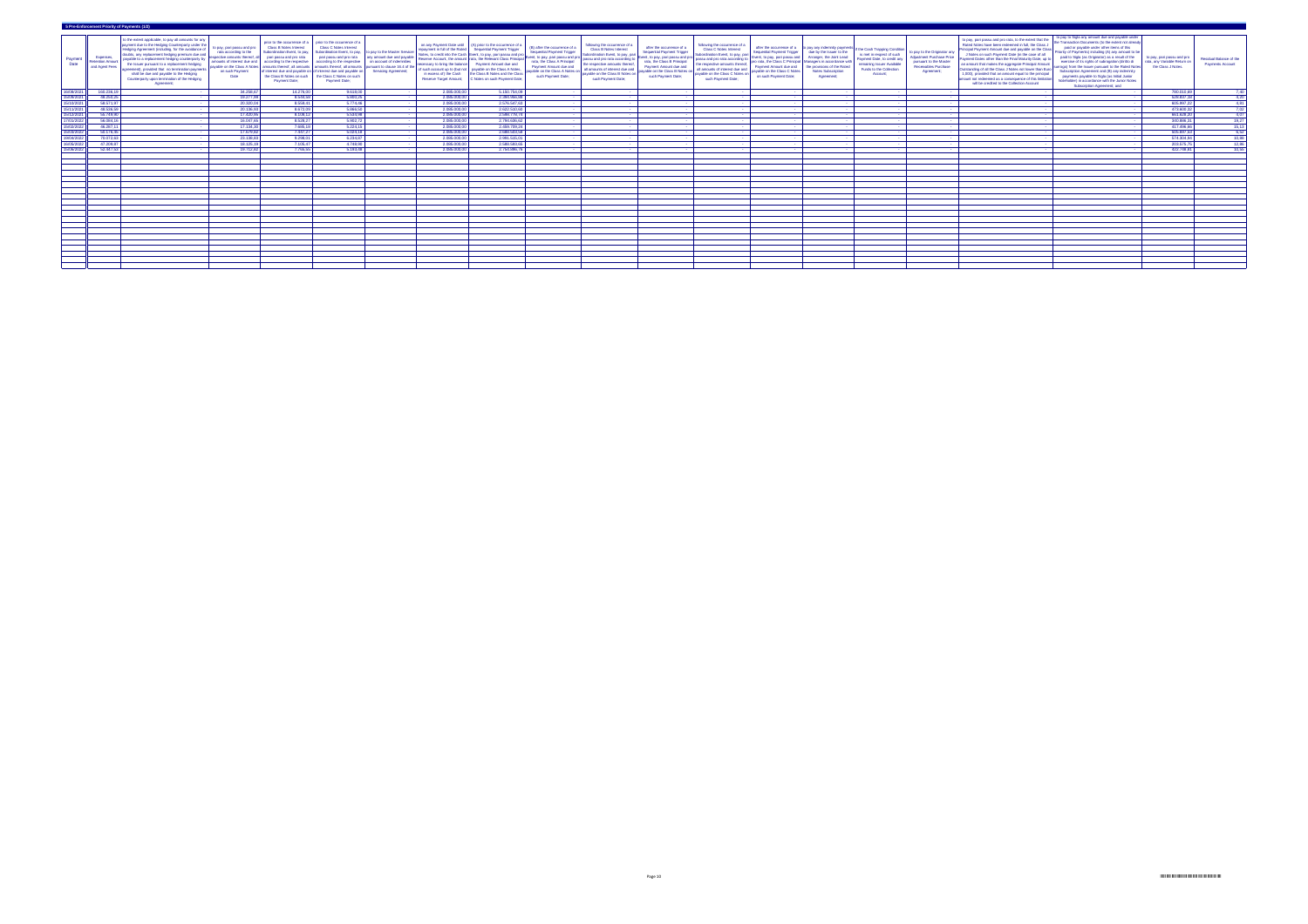## 5 Pre-Enforcement Priority of Payments (1/2)

| Payment Date | Expenses, Retention Amount and Agent Fees | to the extent applicable, to pay all amounts for any payment due to the Hedging Counterparty under the Hedging Agreement (including, for the avoidance of doubts, any replacement hedging premium due and payable to a replacement hedging counterparty by the Issuer pursuant to a replacement hedging agreement); provided that no termination payments shall be due and payable to the Hedging Counterparty upon termination of the Hedging Agreement; | to pay, pari passu and pro rata according to the respective amounts thereof, all amounts of interest due and payable on the Class A Notes on such Payment Date | prior to the occurrence of a Class B Notes Interest Subordination Event, to pay, pari passu and pro rata according to the respective amounts thereof, all amounts of interest due and payable on the Class B Notes on such Payment Date; | prior to the occurrence of a Class C Notes Interest Subordination Event, to pay, pari passu and pro rata according to the respective amounts thereof, all amounts of interest due and payable on the Class C Notes on such Payment Date; | to pay to the Master Servicer any amount due and payable on account of indemnities pursuant to clause 16.4 of the Servicing Agreement; | on any Payment Date until repayment in full of the Rated Notes, to credit into the Cash Reserve Account, the amount necessary to bring the balance of such account up to (but not in excess of) the Cash Reserve Target Amount; | (A) prior to the occurrence of a Sequential Payment Trigger Event, to pay, pari passu and pro rata, the Relevant Class Principal Payment Amount due and payable on the Class A Notes, the Class B Notes and the Class C Notes on such Payment Date | (B) after the occurrence of a Sequential Payment Trigger Event, to pay, pari passu and pro rata, the Class A Principal Payment Amount due and payable on the Class A Notes on such Payment Date; | following the occurrence of a Class B Notes Interest Subordination Event, to pay, pari passu and pro rata according to the respective amounts thereof, all amounts of interest due and payable on the Class B Notes on such Payment Date; | after the occurrence of a Sequential Payment Trigger Event, to pay, pari passu and pro rata, the Class B Principal Payment Amount due and payable on the Class B Notes on such Payment Date; | following the occurrence of a Class C Notes Interest Subordination Event, to pay, pari passu and pro rata according to the respective amounts thereof, all amounts of interest due and payable on the Class C Notes on such Payment Date; | after the occurrence of a Sequential Payment Trigger Event, to pay, pari passu and pro rata, the Class C Principal Payment Amount due and payable on the Class C Notes on such Payment Date; | to pay any indemnity payments due by the Issuer to the Arrangers, the Joint Lead Managers in accordance with the provisions of the Rated Notes Subscription Agreement; | if the Cash Trapping Condition is met in respect of such Payment Date, to credit any remaining Issuer Available Funds to the Collection Account; | to pay to the Originator any Adjustment Purchase Price pursuant to the Master Receivables Purchase Agreement; | to pay, pari passu and pro rata, to the extent that the Rated Notes have been redeemed in full, the Class J Principal Payment Amount due and payable on the Class J Notes on such Payment Date (or the case of all Payment Dates other than the Final Maturity Date, up to an amount that makes the aggregate Principal Amount Outstanding of all the Class J Notes not lower than Euro 1,000), provided that an amount equal to the principal amount not redeemed as a consequence of this limitation will be credited to the Collection Account; | to pay to Sigla any amount due and payable under the Transaction Documents (to the extent not already paid or payable under other items of this Priority of Payments) including (A) any amount to be paid to Sigla (as Originator) as a result of the exercise of its rights of redemption (diritto di riscatto) from the Issuer pursuant to the Rated Notes Subscription Agreement and (B) any indemnity payments payable to Sigla (as initial Junior noteholder) in accordance with the Junior Notes Subscription Agreement; and | to pay, pari passu and pro rata, any Variable Return on the Class J Notes. | Residual Balance of the Payments Account |
|---|---|---|---|---|---|---|---|---|---|---|---|---|---|---|---|---|---|---|---|---|
| 16/08/2021 | 168.225,19 | - | 34.258,67 | 14.076,00 | 9.618,00 | - | 2.395.000,00 | 5.155.756,09 | - | - | - | - | - | - | - | - | - | - | 780.012,69 | 7,40 |
| 15/09/2021 | 88.250,35 | - | 18.277,99 | 8.546,58 | 5.880,25 | - | 2.395.000,00 | 2.260.366,38 | - | - | - | - | - | - | - | - | - | - | 529.837,28 | 8,22 |
| 15/10/2021 | 58.571,97 | - | 20.320,04 | 8.558,41 | 6.774,48 | - | 2.395.000,00 | 2.575.567,63 | - | - | - | - | - | - | - | - | - | - | 605.897,22 | 4,91 |
| 15/11/2021 | 68.506,59 | - | 20.336,93 | 8.672,09 | 5.886,50 | - | 2.395.000,00 | 2.622.530,60 | - | - | - | - | - | - | - | - | - | - | 473.603,37 | 7,52 |
| 15/12/2021 | 55.799,80 | - | 17.420,85 | 8.538,12 | 5.540,99 | - | 2.395.000,00 | 2.686.774,74 | - | - | - | - | - | - | - | - | - | - | 661.628,20 | 8,57 |
| 17/01/2022 | 56.004,16 | - | 16.047,65 | 8.520,27 | 5.952,72 | - | 2.395.000,00 | 2.794.035,62 | - | - | - | - | - | - | - | - | - | - | 340.896,21 | 19,27 |
| 15/02/2022 | 66.267,11 | - | 17.134,20 | 7.685,10 | 5.224,15 | - | 2.395.000,00 | 2.659.785,24 | - | - | - | - | - | - | - | - | - | - | 417.356,66 | 15,13 |
| 15/03/2022 | 60.178,86 | - | 17.879,92 | 7.657,27 | 5.024,18 | - | 2.395.000,00 | 2.688.560,58 | - | - | - | - | - | - | - | - | - | - | 505.697,50 | 6,52 |
| 19/04/2022 | 70.072,60 | - | 23.108,63 | 8.298,01 | 6.234,07 | - | 2.395.000,00 | 2.991.515,01 | - | - | - | - | - | - | - | - | - | - | 574.304,98 | 10,90 |
| 16/05/2022 | 67.209,97 | - | 19.325,39 | 7.105,47 | 4.788,90 | - | 2.395.000,00 | 2.589.593,66 | - | - | - | - | - | - | - | - | - | - | 203.675,75 | 12,90 |
| 15/06/2022 | 53.347,52 | - | 19.712,32 | 7.768,56 | 5.193,99 | - | 2.395.000,00 | 2.753.986,76 | - | - | - | - | - | - | - | - | - | - | 622.798,81 | 10,50 |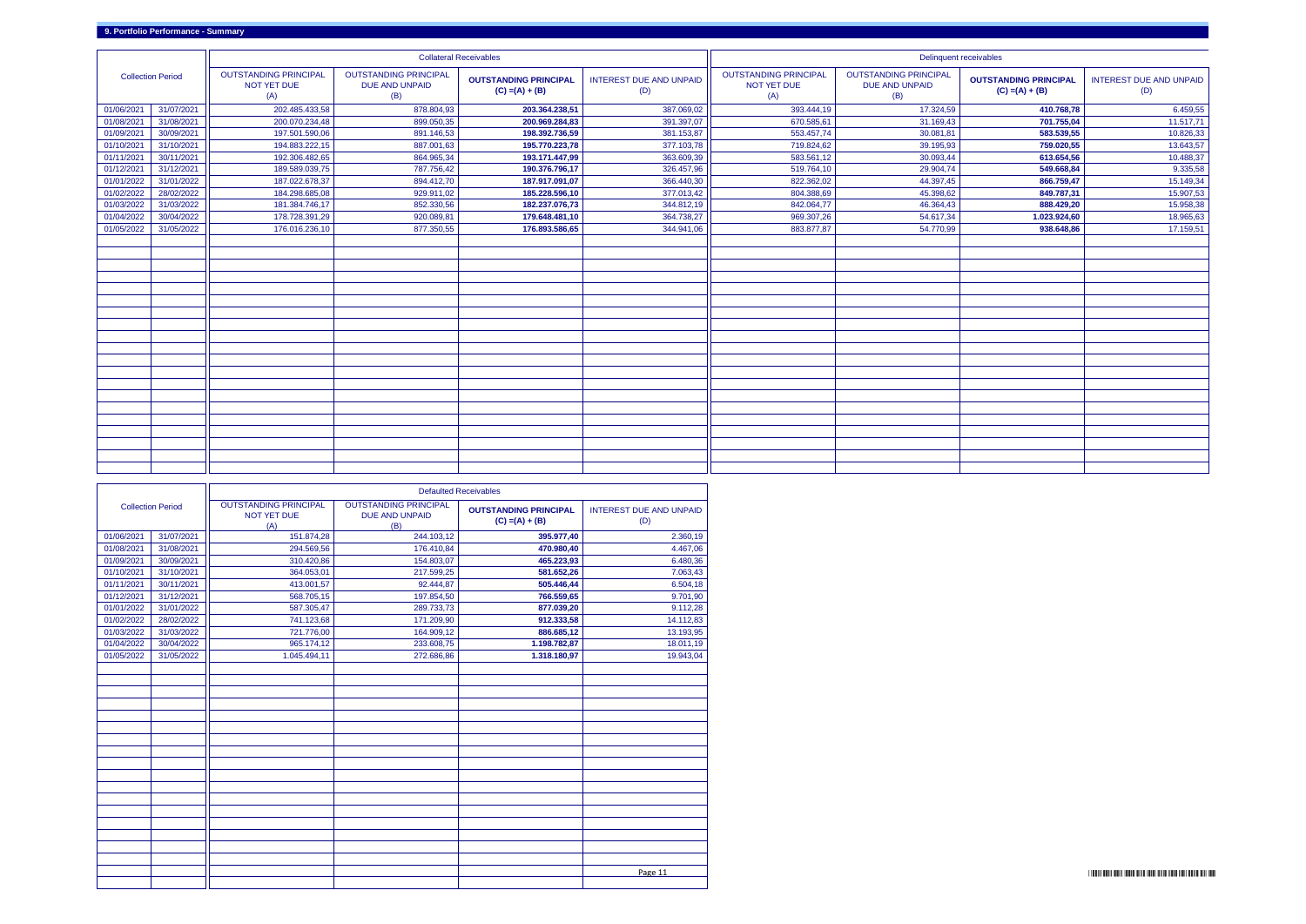## 9. Portfolio Performance - Summary

| Collection Period | | Collateral Receivables | | | | Delinquent receivables | | | |
|---|---|---|---|---|---|---|---|---|---|
| | | OUTSTANDING PRINCIPAL NOT YET DUE (A) | OUTSTANDING PRINCIPAL DUE AND UNPAID (B) | **OUTSTANDING PRINCIPAL (C) =(A) + (B)** | INTEREST DUE AND UNPAID (D) | OUTSTANDING PRINCIPAL NOT YET DUE (A) | OUTSTANDING PRINCIPAL DUE AND UNPAID (B) | **OUTSTANDING PRINCIPAL (C) =(A) + (B)** | INTEREST DUE AND UNPAID (D) |
| 01/06/2021 | 31/07/2021 | 202.485.433,58 | 878.804,93 | **203.364.238,51** | 387.069,02 | 393.444,19 | 17.324,59 | **410.768,78** | 6.459,55 |
| 01/08/2021 | 31/08/2021 | 200.070.234,48 | 899.050,35 | **200.969.284,83** | 391.397,07 | 670.585,61 | 31.169,43 | **701.755,04** | 11.517,71 |
| 01/09/2021 | 30/09/2021 | 197.501.590,06 | 891.146,53 | **198.392.736,59** | 381.153,87 | 553.457,74 | 30.081,81 | **583.539,55** | 10.826,33 |
| 01/10/2021 | 31/10/2021 | 194.883.222,15 | 887.001,63 | **195.770.223,78** | 377.103,78 | 719.824,62 | 39.195,93 | **759.020,55** | 13.643,57 |
| 01/11/2021 | 30/11/2021 | 192.306.482,65 | 864.965,34 | **193.171.447,99** | 363.609,39 | 583.561,12 | 30.093,44 | **613.654,56** | 10.488,37 |
| 01/12/2021 | 31/12/2021 | 189.589.039,75 | 787.756,42 | **190.376.796,17** | 326.457,96 | 519.764,10 | 29.904,74 | **549.668,84** | 9.335,58 |
| 01/01/2022 | 31/01/2022 | 187.022.678,37 | 894.412,70 | **187.917.091,07** | 366.440,30 | 822.362,02 | 44.397,45 | **866.759,47** | 15.149,34 |
| 01/02/2022 | 28/02/2022 | 184.298.685,08 | 929.911,02 | **185.228.596,10** | 377.013,42 | 804.388,69 | 45.398,62 | **849.787,31** | 15.907,53 |
| 01/03/2022 | 31/03/2022 | 181.384.746,17 | 852.330,56 | **182.237.076,73** | 344.812,19 | 842.064,77 | 46.364,43 | **888.429,20** | 15.958,38 |
| 01/04/2022 | 30/04/2022 | 178.728.391,29 | 920.089,81 | **179.648.481,10** | 364.738,27 | 969.307,26 | 54.617,34 | **1.023.924,60** | 18.965,63 |
| 01/05/2022 | 31/05/2022 | 176.016.236,10 | 877.350,55 | **176.893.586,65** | 344.941,06 | 883.877,87 | 54.770,99 | **938.648,86** | 17.159,51 |

| Collection Period | | Defaulted Receivables | | | |
|---|---|---|---|---|---|
| | | OUTSTANDING PRINCIPAL NOT YET DUE (A) | OUTSTANDING PRINCIPAL DUE AND UNPAID (B) | **OUTSTANDING PRINCIPAL (C) =(A) + (B)** | INTEREST DUE AND UNPAID (D) |
| 01/06/2021 | 31/07/2021 | 151.874,28 | 244.103,12 | **395.977,40** | 2.360,19 |
| 01/08/2021 | 31/08/2021 | 294.569,56 | 176.410,84 | **470.980,40** | 4.467,06 |
| 01/09/2021 | 30/09/2021 | 310.420,86 | 154.803,07 | **465.223,93** | 6.480,36 |
| 01/10/2021 | 31/10/2021 | 364.053,01 | 217.599,25 | **581.652,26** | 7.063,43 |
| 01/11/2021 | 30/11/2021 | 413.001,57 | 92.444,87 | **505.446,44** | 6.504,18 |
| 01/12/2021 | 31/12/2021 | 568.705,15 | 197.854,50 | **766.559,65** | 9.701,90 |
| 01/01/2022 | 31/01/2022 | 587.305,47 | 289.733,73 | **877.039,20** | 9.112,28 |
| 01/02/2022 | 28/02/2022 | 741.123,68 | 171.209,90 | **912.333,58** | 14.112,83 |
| 01/03/2022 | 31/03/2022 | 721.776,00 | 164.909,12 | **886.685,12** | 13.193,95 |
| 01/04/2022 | 30/04/2022 | 965.174,12 | 233.608,75 | **1.198.782,87** | 18.011,19 |
| 01/05/2022 | 31/05/2022 | 1.045.494,11 | 272.686,86 | **1.318.180,97** | 19.943,04 |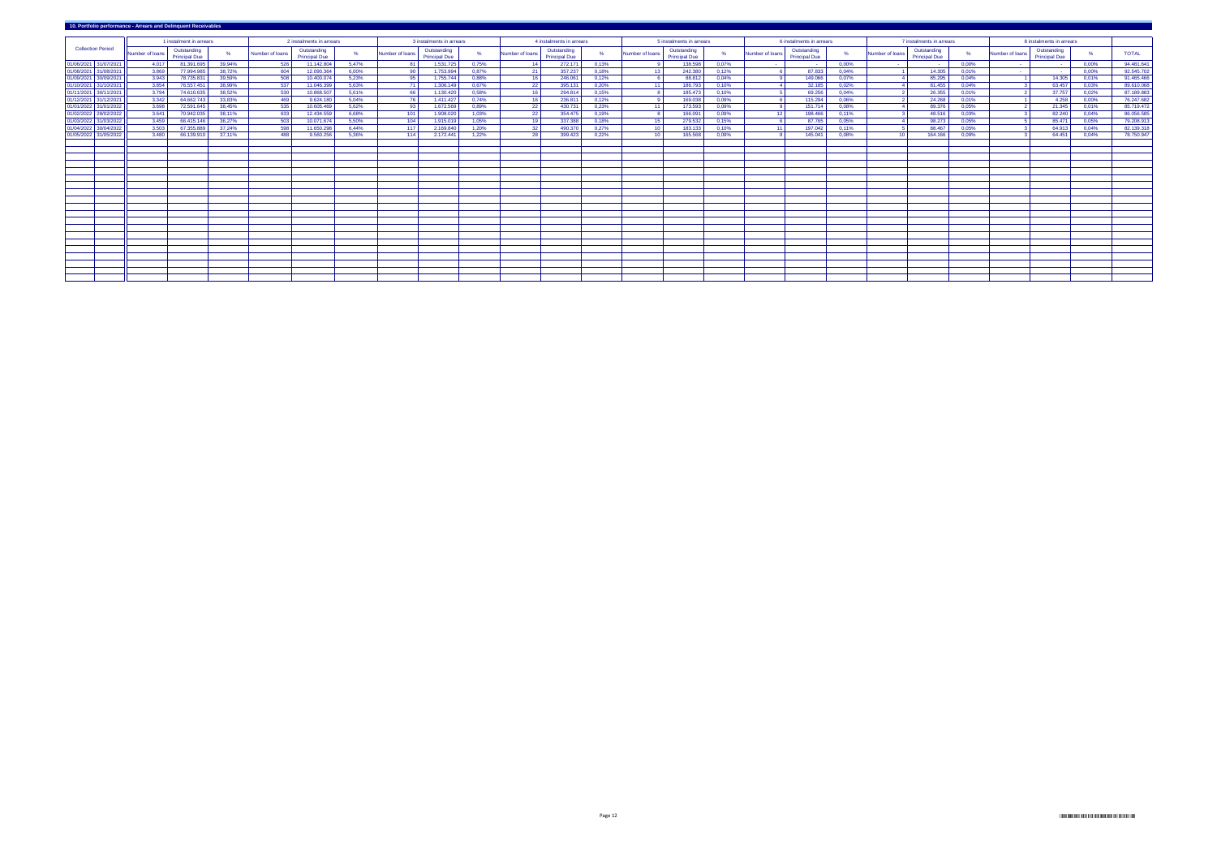## 10. Portfolio performance - Arrears and Delinquent Receivables

| Collection Period | | 1 instalment in arrears | | | 2 instalments in arrears | | | 3 instalments in arrears | | | 4 instalments in arrears | | | 5 instalments in arrears | | | 6 instalments in arrears | | | 7 instalments in arrears | | | 8 instalments in arrears | | | TOTAL |
|---|---|---|---|---|---|---|---|---|---|---|---|---|---|---|---|---|---|---|---|---|---|---|---|---|---|---|---|---|
| | | Number of loans | Outstanding Principal Due | % | Number of loans | Outstanding Principal Due | % | Number of loans | Outstanding Principal Due | % | Number of loans | Outstanding Principal Due | % | Number of loans | Outstanding Principal Due | % | Number of loans | Outstanding Principal Due | % | Number of loans | Outstanding Principal Due | % | Number of loans | Outstanding Principal Due | % | |
| 01/06/2021 | 31/07/2021 | 4.017 | 81.391.695 | 39,94% | 526 | 11.142.804 | 5,47% | 81 | 1.531.725 | 0,75% | 14 | 272.171 | 0,13% | 9 | 138.598 | 0,07% | - | - | 0,00% | - | - | 0,00% | - | - | 0,00% | 94.481.641 |
| 01/08/2021 | 31/08/2021 | 3.869 | 77.994.985 | 38,72% | 604 | 12.090.364 | 6,00% | 90 | 1.753.994 | 0,87% | 21 | 357.237 | 0,18% | 13 | 242.380 | 0,12% | 6 | 87.833 | 0,04% | 1 | 14.305 | 0,01% | - | - | 0,00% | 92.545.702 |
| 01/09/2021 | 30/09/2021 | 3.943 | 78.735.831 | 39,59% | 508 | 10.400.074 | 5,23% | 95 | 1.755.744 | 0,88% | 16 | 248.061 | 0,12% | 6 | 88.812 | 0,04% | 9 | 149.066 | 0,07% | 4 | 85.295 | 0,04% | 1 | 14.305 | 0,01% | 91.465.466 |
| 01/10/2021 | 31/10/2021 | 3.854 | 76.557.451 | 38,99% | 537 | 11.046.399 | 5,63% | 71 | 1.306.149 | 0,67% | 22 | 395.131 | 0,20% | 11 | 186.793 | 0,10% | 4 | 32.185 | 0,02% | 4 | 81.455 | 0,04% | 3 | 63.457 | 0,03% | 89.610.068 |
| 01/11/2021 | 30/11/2021 | 3.794 | 74.610.635 | 38,52% | 530 | 10.868.507 | 5,61% | 66 | 1.130.420 | 0,58% | 16 | 294.814 | 0,15% | 8 | 185.473 | 0,10% | 5 | 69.256 | 0,04% | 2 | 26.355 | 0,01% | 2 | 37.757 | 0,02% | 87.189.883 |
| 01/12/2021 | 31/12/2021 | 3.342 | 64.662.743 | 33,83% | 469 | 9.624.180 | 5,04% | 76 | 1.411.427 | 0,74% | 16 | 236.811 | 0,12% | 9 | 169.038 | 0,09% | 6 | 115.294 | 0,06% | 2 | 24.268 | 0,01% | 1 | 4.258 | 0,00% | 76.247.682 |
| 01/01/2022 | 31/01/2022 | 3.698 | 72.591.645 | 38,45% | 535 | 10.605.469 | 5,62% | 93 | 1.672.569 | 0,89% | 22 | 430.731 | 0,23% | 11 | 173.593 | 0,09% | 9 | 151.714 | 0,08% | 4 | 89.376 | 0,05% | 2 | 21.345 | 0,01% | 85.719.472 |
| 01/02/2022 | 28/02/2022 | 3.641 | 70.942.035 | 38,11% | 633 | 12.434.559 | 6,68% | 101 | 1.908.020 | 1,03% | 22 | 354.475 | 0,19% | 8 | 166.091 | 0,09% | 12 | 198.466 | 0,11% | 3 | 48.516 | 0,03% | 3 | 82.240 | 0,04% | 86.056.585 |
| 01/03/2022 | 31/03/2022 | 3.459 | 66.415.146 | 36,27% | 503 | 10.071.674 | 5,50% | 104 | 1.915.019 | 1,05% | 19 | 337.388 | 0,18% | 15 | 279.532 | 0,15% | 6 | 87.765 | 0,05% | 4 | 98.273 | 0,05% | 5 | 85.471 | 0,05% | 79.208.913 |
| 01/04/2022 | 30/04/2022 | 3.503 | 67.355.889 | 37,24% | 598 | 11.650.298 | 6,44% | 117 | 2.169.840 | 1,20% | 32 | 490.370 | 0,27% | 10 | 183.133 | 0,10% | 11 | 197.042 | 0,11% | 5 | 88.467 | 0,05% | 3 | 64.913 | 0,04% | 82.139.318 |
| 01/05/2022 | 31/05/2022 | 3.480 | 66.139.910 | 37,11% | 488 | 9.560.256 | 5,36% | 114 | 2.172.441 | 1,22% | 28 | 399.423 | 0,22% | 10 | 165.568 | 0,09% | 8 | 145.041 | 0,08% | 10 | 164.166 | 0,09% | 3 | 64.451 | 0,04% | 78.750.947 |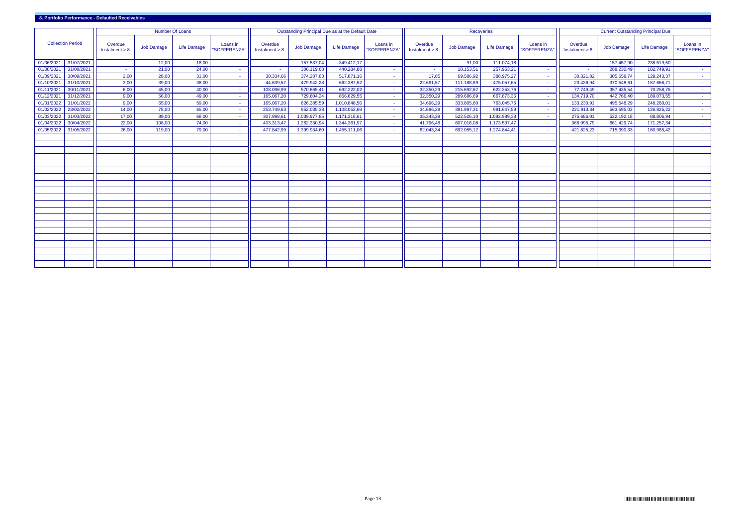## 8. Portfolio Performance - Defaulted Receivables

| Collection Period | | Number Of Loans | | | | Outstanding Principal Due as at the Default Date | | | | Recoveries | | | | Current Outstanding Principal Due | | | |
|---|---|---|---|---|---|---|---|---|---|---|---|---|---|---|---|---|---|
| | | Overdue Instalment > 8 | Job Damage | Life Damage | Loans in "SOFFERENZA" | Overdue Instalment > 8 | Job Damage | Life Damage | Loans in "SOFFERENZA" | Overdue Instalment > 8 | Job Damage | Life Damage | Loans in "SOFFERENZA" | Overdue Instalment > 8 | Job Damage | Life Damage | Loans in "SOFFERENZA" |
| 01/06/2021 | 31/07/2021 | - | 12,00 | 18,00 | - | - | 157.537,04 | 349.412,17 | - | - | 91,00 | 111.074,18 | - | - | 157.457,90 | 238.519,50 | - |
| 01/08/2021 | 31/08/2021 | - | 21,00 | 24,00 | - | - | 306.119,68 | 440.284,88 | - | - | 18.153,51 | 257.953,21 | - | - | 288.230,49 | 182.749,91 | - |
| 01/09/2021 | 30/09/2021 | 2,00 | 28,00 | 31,00 | - | 30.334,66 | 374.287,83 | 517.871,16 | - | 17,85 | 69.586,92 | 388.975,27 | - | 30.321,82 | 305.658,74 | 129.243,37 | - |
| 01/10/2021 | 31/10/2021 | 3,00 | 39,00 | 38,00 | - | 44.639,57 | 479.942,28 | 662.387,52 | - | 22.691,57 | 111.188,89 | 475.057,65 | - | 23.436,94 | 370.548,61 | 187.666,71 | - |
| 01/11/2021 | 30/11/2021 | 6,00 | 45,00 | 40,00 | - | 108.096,99 | 570.665,41 | 692.222,02 | - | 32.350,29 | 215.692,67 | 622.353,76 | - | 77.749,49 | 357.435,54 | 70.258,75 | - |
| 01/12/2021 | 31/12/2021 | 9,00 | 56,00 | 49,00 | - | 165.067,20 | 729.804,24 | 856.629,55 | - | 32.350,29 | 289.686,69 | 667.873,35 | - | 134.719,70 | 442.766,40 | 189.073,55 | - |
| 01/01/2022 | 31/01/2022 | 9,00 | 65,00 | 59,00 | - | 165.067,20 | 826.385,59 | 1.010.848,56 | - | 34.696,29 | 333.805,60 | 763.045,76 | - | 133.230,91 | 495.548,29 | 248.260,01 | - |
| 01/02/2022 | 28/02/2022 | 14,00 | 78,00 | 65,00 | - | 253.749,63 | 952.085,38 | 1.108.052,68 | - | 34.696,29 | 391.997,31 | 981.647,59 | - | 221.913,34 | 563.595,02 | 126.825,22 | - |
| 01/03/2022 | 31/03/2022 | 17,00 | 89,00 | 68,00 | - | 307.998,61 | 1.039.977,85 | 1.171.318,61 | - | 35.343,29 | 522.526,10 | 1.082.989,38 | - | 275.686,01 | 522.192,18 | 88.806,94 | - |
| 01/04/2022 | 30/04/2022 | 22,00 | 108,00 | 74,00 | - | 403.313,47 | 1.262.330,94 | 1.344.361,97 | - | 41.796,48 | 607.016,08 | 1.173.537,47 | - | 366.095,79 | 661.429,74 | 171.257,34 | - |
| 01/05/2022 | 31/05/2022 | 26,00 | 119,00 | 79,00 | - | 477.842,99 | 1.399.934,60 | 1.455.111,06 | - | 62.043,34 | 692.055,12 | 1.274.844,41 | - | 421.825,23 | 715.390,33 | 180.965,42 | - |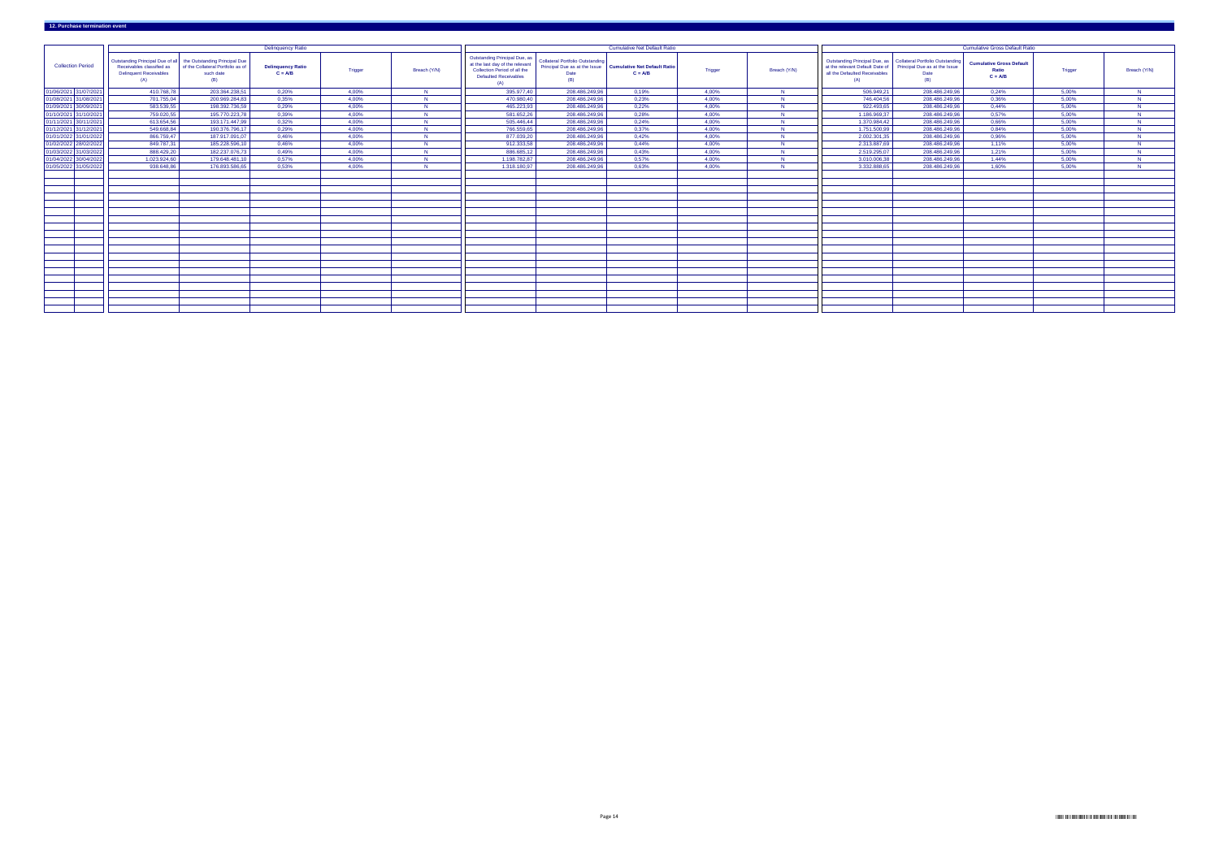## 12. Purchase termination event

| Collection Period | | Delinquency Ratio | | | | | Cumulative Net Default Ratio | | | | | Cumulative Gross Default Ratio | | | | |
|---|---|---|---|---|---|---|---|---|---|---|---|---|---|---|---|---|
| | | Outstanding Principal Due of all Receivables classified as Delinquent Receivables (A) | the Outstanding Principal Due of the Collateral Portfolio as of such date (B) | Delinquency Ratio C = A/B | Trigger | Breach (Y/N) | Outstanding Principal Due, as at the last day of the relevant Collection Period of all the Defaulted Receivables (A) | Collateral Portfolio Outstanding Principal Due as at the Issue Date (B) | Cumulative Net Default Ratio C = A/B | Trigger | Breach (Y/N) | Outstanding Principal Due, as at the relevant Default Date of all the Defaulted Receivables (A) | Collateral Portfolio Outstanding Principal Due as at the Issue Date (B) | Cumulative Gross Default Ratio C = A/B | Trigger | Breach (Y/N) |
| 01/06/2021 | 31/07/2021 | 410.768,78 | 203.364.238,51 | 0,20% | 4,00% | N | 395.977,40 | 208.486.249,96 | 0,19% | 4,00% | N | 506.949,21 | 208.486.249,96 | 0,24% | 5,00% | N |
| 01/08/2021 | 31/08/2021 | 701.755,04 | 200.969.284,83 | 0,35% | 4,00% | N | 470.980,40 | 208.486.249,96 | 0,23% | 4,00% | N | 746.404,56 | 208.486.249,96 | 0,36% | 5,00% | N |
| 01/09/2021 | 30/09/2021 | 583.539,55 | 198.392.736,59 | 0,29% | 4,00% | N | 465.223,93 | 208.486.249,96 | 0,22% | 4,00% | N | 922.493,65 | 208.486.249,96 | 0,44% | 5,00% | N |
| 01/10/2021 | 31/10/2021 | 759.020,55 | 195.770.223,78 | 0,39% | 4,00% | N | 581.652,26 | 208.486.249,96 | 0,28% | 4,00% | N | 1.186.969,37 | 208.486.249,96 | 0,57% | 5,00% | N |
| 01/11/2021 | 30/11/2021 | 613.654,56 | 193.171.447,99 | 0,32% | 4,00% | N | 505.446,44 | 208.486.249,96 | 0,24% | 4,00% | N | 1.370.984,42 | 208.486.249,96 | 0,66% | 5,00% | N |
| 01/12/2021 | 31/12/2021 | 549.668,84 | 190.376.796,17 | 0,29% | 4,00% | N | 766.559,65 | 208.486.249,96 | 0,37% | 4,00% | N | 1.751.508,99 | 208.486.249,96 | 0,84% | 5,00% | N |
| 01/01/2022 | 31/01/2022 | 866.759,47 | 187.917.091,07 | 0,46% | 4,00% | N | 877.039,20 | 208.486.249,96 | 0,42% | 4,00% | N | 2.002.301,35 | 208.486.249,96 | 0,96% | 5,00% | N |
| 01/02/2022 | 28/02/2022 | 849.787,31 | 185.228.596,10 | 0,46% | 4,00% | N | 912.333,58 | 208.486.249,96 | 0,44% | 4,00% | N | 2.313.887,69 | 208.486.249,96 | 1,11% | 5,00% | N |
| 01/03/2022 | 31/03/2022 | 888.429,20 | 182.237.076,73 | 0,49% | 4,00% | N | 886.685,12 | 208.486.249,96 | 0,43% | 4,00% | N | 2.519.295,07 | 208.486.249,96 | 1,21% | 5,00% | N |
| 01/04/2022 | 30/04/2022 | 1.023.924,60 | 179.648.481,10 | 0,57% | 4,00% | N | 1.198.782,87 | 208.486.249,96 | 0,57% | 4,00% | N | 3.010.006,38 | 208.486.249,96 | 1,44% | 5,00% | N |
| 01/05/2022 | 31/05/2022 | 938.648,86 | 176.893.586,65 | 0,53% | 4,00% | N | 1.318.180,97 | 208.486.249,96 | 0,63% | 4,00% | N | 3.332.888,65 | 208.486.249,96 | 1,60% | 5,00% | N |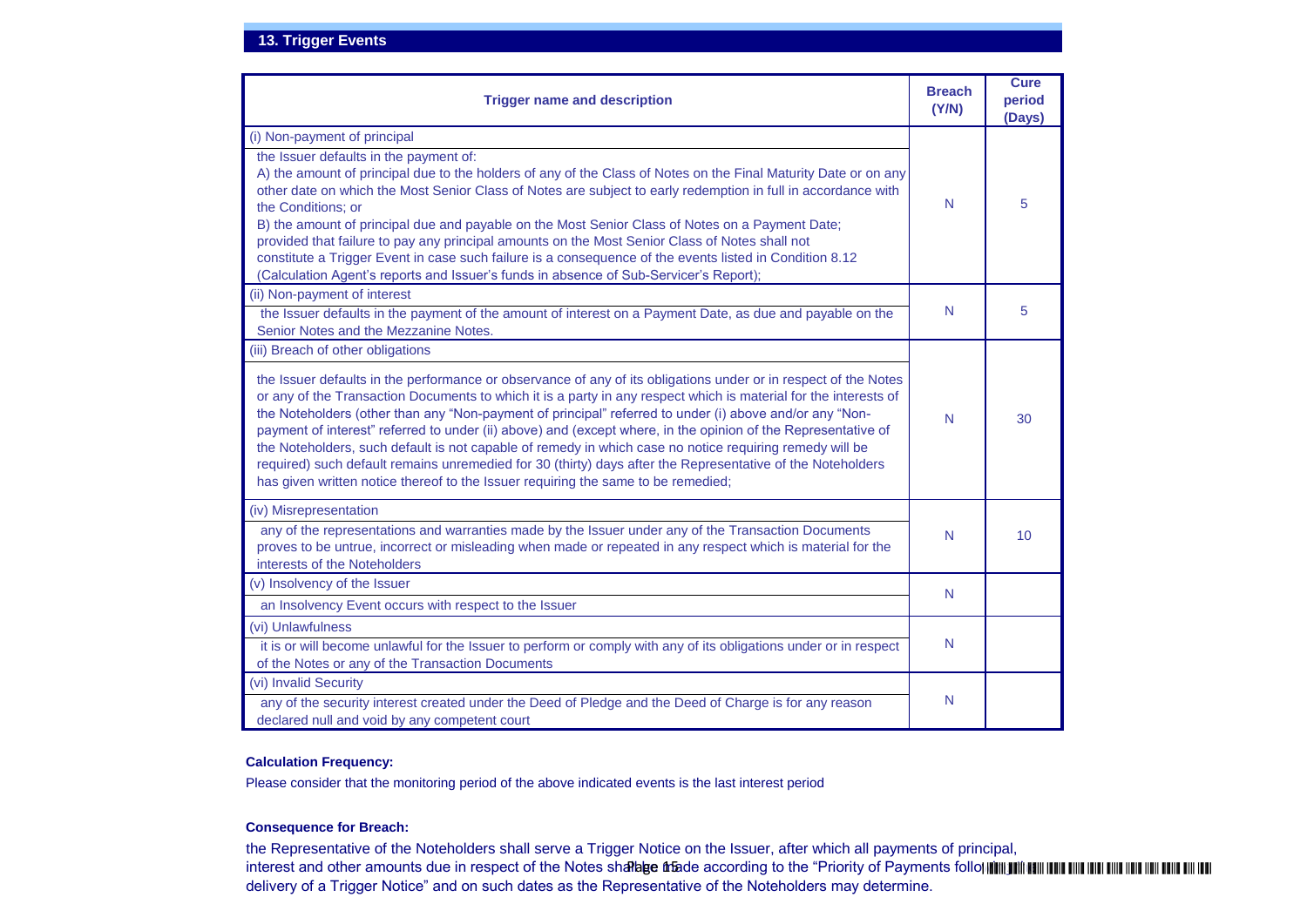## 13. Trigger Events

| Trigger name and description | Breach (Y/N) | Cure period (Days) |
|---|---|---|
| (i) Non-payment of principal<br>the Issuer defaults in the payment of:<br>A) the amount of principal due to the holders of any of the Class of Notes on the Final Maturity Date or on any other date on which the Most Senior Class of Notes are subject to early redemption in full in accordance with the Conditions; or<br>B) the amount of principal due and payable on the Most Senior Class of Notes on a Payment Date; provided that failure to pay any principal amounts on the Most Senior Class of Notes shall not constitute a Trigger Event in case such failure is a consequence of the events listed in Condition 8.12 (Calculation Agent's reports and Issuer's funds in absence of Sub-Servicer's Report); | N | 5 |
| (ii) Non-payment of interest<br>the Issuer defaults in the payment of the amount of interest on a Payment Date, as due and payable on the Senior Notes and the Mezzanine Notes. | N | 5 |
| (iii) Breach of other obligations<br>the Issuer defaults in the performance or observance of any of its obligations under or in respect of the Notes or any of the Transaction Documents to which it is a party in any respect which is material for the interests of the Noteholders (other than any "Non-payment of principal" referred to under (i) above and/or any "Non-payment of interest" referred to under (ii) above) and (except where, in the opinion of the Representative of the Noteholders, such default is not capable of remedy in which case no notice requiring remedy will be required) such default remains unremedied for 30 (thirty) days after the Representative of the Noteholders has given written notice thereof to the Issuer requiring the same to be remedied; | N | 30 |
| (iv) Misrepresentation<br>any of the representations and warranties made by the Issuer under any of the Transaction Documents proves to be untrue, incorrect or misleading when made or repeated in any respect which is material for the interests of the Noteholders | N | 10 |
| (v) Insolvency of the Issuer<br>an Insolvency Event occurs with respect to the Issuer | N | |
| (vi) Unlawfulness<br>it is or will become unlawful for the Issuer to perform or comply with any of its obligations under or in respect of the Notes or any of the Transaction Documents | N | |
| (vi) Invalid Security<br>any of the security interest created under the Deed of Pledge and the Deed of Charge is for any reason declared null and void by any competent court | N | |

**Calculation Frequency:**

Please consider that the monitoring period of the above indicated events is the last interest period

**Consequence for Breach:**

the Representative of the Noteholders shall serve a Trigger Notice on the Issuer, after which all payments of principal, interest and other amounts due in respect of the Notes shall be made according to the "Priority of Payments following delivery of a Trigger Notice" and on such dates as the Representative of the Noteholders may determine.